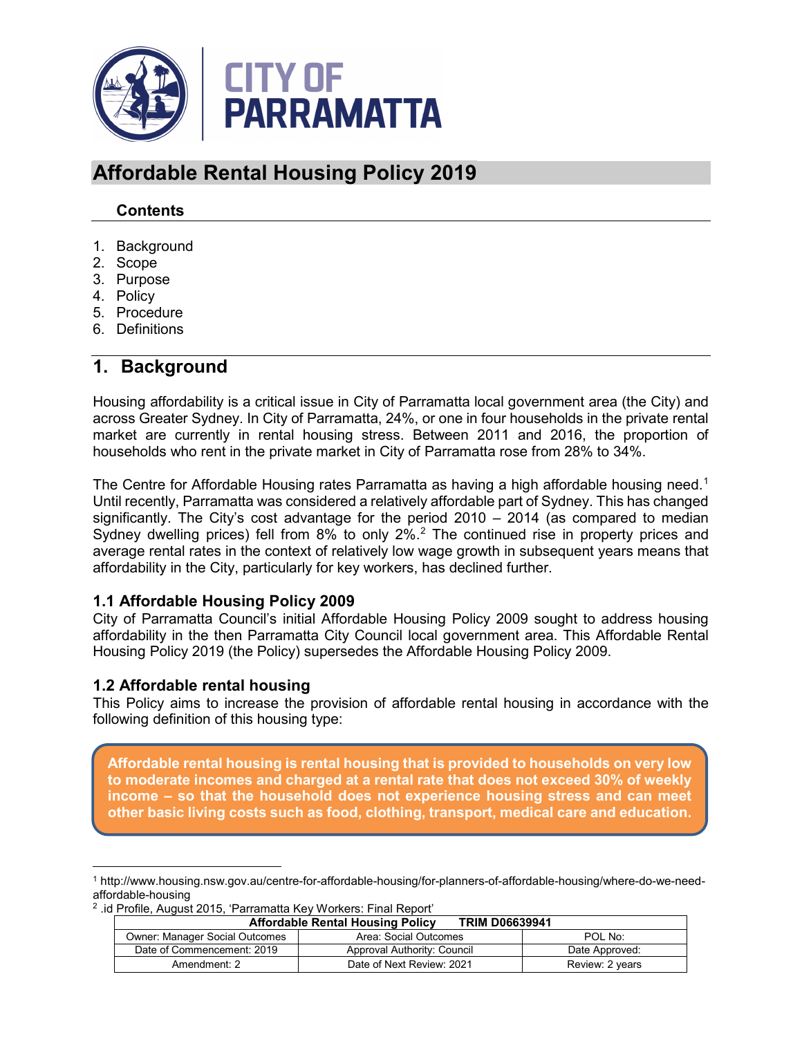CITY OF PARRAMATTA

# Affordable Rental Housing Policy 2019

**Contents**

1. Background
2. Scope
3. Purpose
4. Policy
5. Procedure
6. Definitions

## 1. Background

Housing affordability is a critical issue in City of Parramatta local government area (the City) and across Greater Sydney. In City of Parramatta, 24%, or one in four households in the private rental market are currently in rental housing stress. Between 2011 and 2016, the proportion of households who rent in the private market in City of Parramatta rose from 28% to 34%.

The Centre for Affordable Housing rates Parramatta as having a high affordable housing need.[1] Until recently, Parramatta was considered a relatively affordable part of Sydney. This has changed significantly. The City's cost advantage for the period 2010 – 2014 (as compared to median Sydney dwelling prices) fell from 8% to only 2%.[2] The continued rise in property prices and average rental rates in the context of relatively low wage growth in subsequent years means that affordability in the City, particularly for key workers, has declined further.

### 1.1 Affordable Housing Policy 2009

City of Parramatta Council's initial Affordable Housing Policy 2009 sought to address housing affordability in the then Parramatta City Council local government area. This Affordable Rental Housing Policy 2019 (the Policy) supersedes the Affordable Housing Policy 2009.

### 1.2 Affordable rental housing

This Policy aims to increase the provision of affordable rental housing in accordance with the following definition of this housing type:

**Affordable rental housing is rental housing that is provided to households on very low to moderate incomes and charged at a rental rate that does not exceed 30% of weekly income – so that the household does not experience housing stress and can meet other basic living costs such as food, clothing, transport, medical care and education.**

---

[1] http://www.housing.nsw.gov.au/centre-for-affordable-housing/for-planners-of-affordable-housing/where-do-we-need-affordable-housing

[2] .id Profile, August 2015, 'Parramatta Key Workers: Final Report'

| Affordable Rental Housing Policy | TRIM D06639941 | |
|---|---|---|
| Owner: Manager Social Outcomes | Area: Social Outcomes | POL No: |
| Date of Commencement: 2019 | Approval Authority: Council | Date Approved: |
| Amendment: 2 | Date of Next Review: 2021 | Review: 2 years |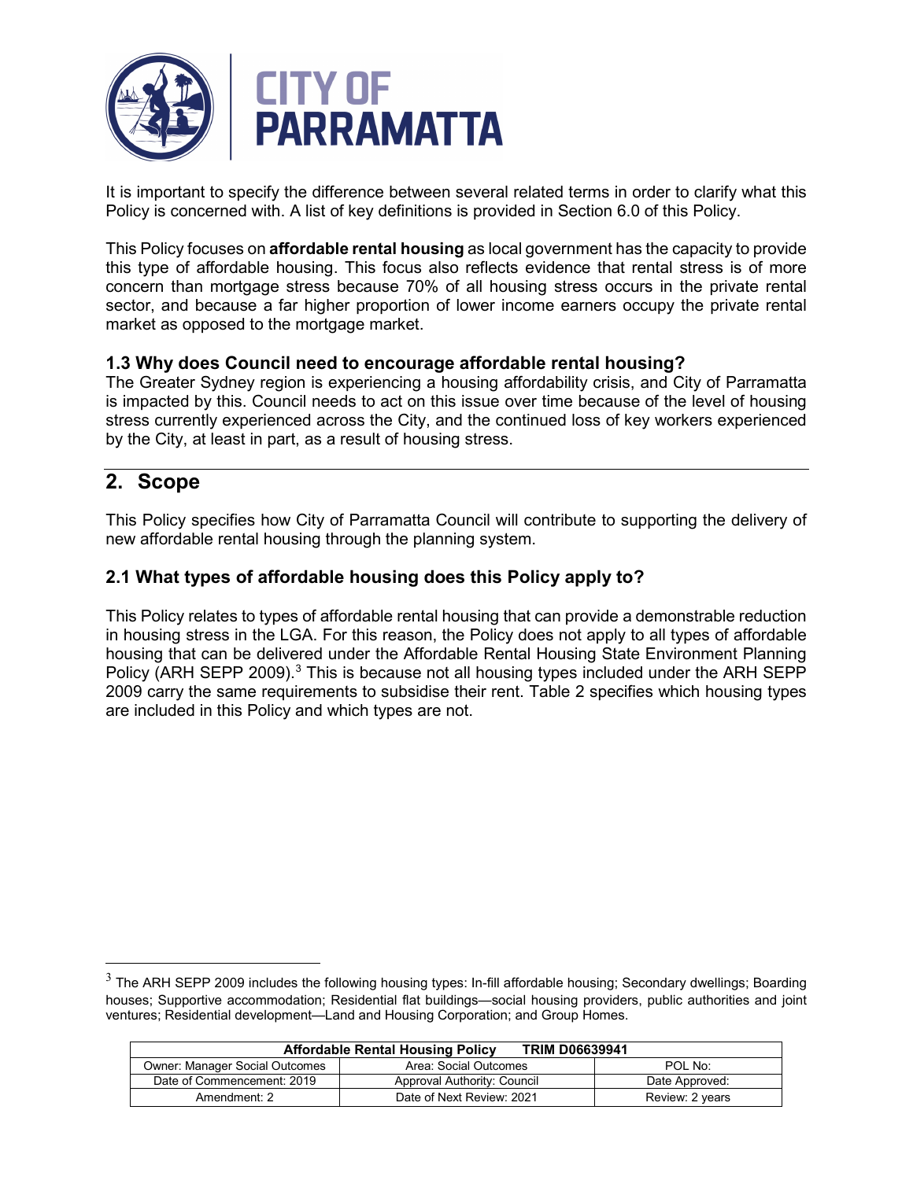It is important to specify the difference between several related terms in order to clarify what this Policy is concerned with. A list of key definitions is provided in Section 6.0 of this Policy.

This Policy focuses on **affordable rental housing** as local government has the capacity to provide this type of affordable housing. This focus also reflects evidence that rental stress is of more concern than mortgage stress because 70% of all housing stress occurs in the private rental sector, and because a far higher proportion of lower income earners occupy the private rental market as opposed to the mortgage market.

### 1.3 Why does Council need to encourage affordable rental housing?

The Greater Sydney region is experiencing a housing affordability crisis, and City of Parramatta is impacted by this. Council needs to act on this issue over time because of the level of housing stress currently experienced across the City, and the continued loss of key workers experienced by the City, at least in part, as a result of housing stress.

## 2. Scope

This Policy specifies how City of Parramatta Council will contribute to supporting the delivery of new affordable rental housing through the planning system.

### 2.1 What types of affordable housing does this Policy apply to?

This Policy relates to types of affordable rental housing that can provide a demonstrable reduction in housing stress in the LGA. For this reason, the Policy does not apply to all types of affordable housing that can be delivered under the Affordable Rental Housing State Environment Planning Policy (ARH SEPP 2009).[3] This is because not all housing types included under the ARH SEPP 2009 carry the same requirements to subsidise their rent. Table 2 specifies which housing types are included in this Policy and which types are not.

[3] The ARH SEPP 2009 includes the following housing types: In-fill affordable housing; Secondary dwellings; Boarding houses; Supportive accommodation; Residential flat buildings—social housing providers, public authorities and joint ventures; Residential development—Land and Housing Corporation; and Group Homes.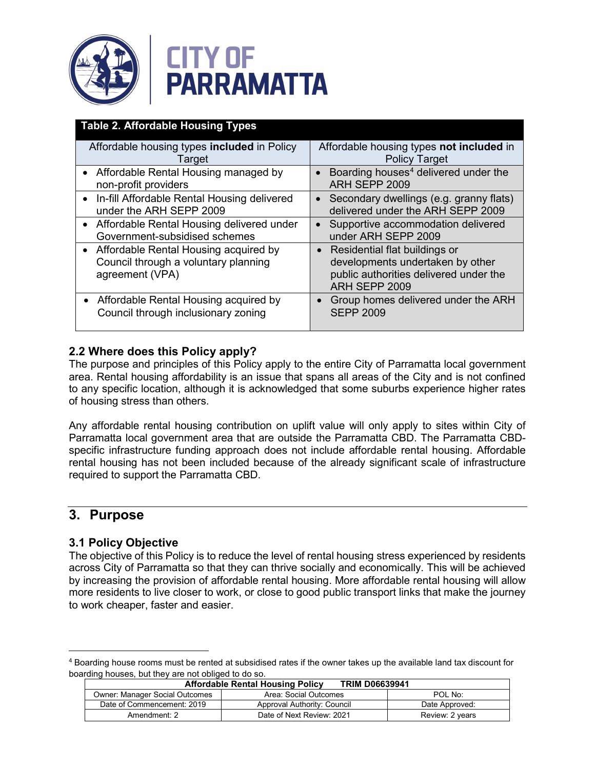**Table 2. Affordable Housing Types**

| Affordable housing types **included** in Policy Target | Affordable housing types **not included** in Policy Target |
|---|---|
| • Affordable Rental Housing managed by non-profit providers | • Boarding houses[4] delivered under the ARH SEPP 2009 |
| • In-fill Affordable Rental Housing delivered under the ARH SEPP 2009 | • Secondary dwellings (e.g. granny flats) delivered under the ARH SEPP 2009 |
| • Affordable Rental Housing delivered under Government-subsidised schemes | • Supportive accommodation delivered under ARH SEPP 2009 |
| • Affordable Rental Housing acquired by Council through a voluntary planning agreement (VPA) | • Residential flat buildings or developments undertaken by other public authorities delivered under the ARH SEPP 2009 |
| • Affordable Rental Housing acquired by Council through inclusionary zoning | • Group homes delivered under the ARH SEPP 2009 |

### 2.2 Where does this Policy apply?

The purpose and principles of this Policy apply to the entire City of Parramatta local government area. Rental housing affordability is an issue that spans all areas of the City and is not confined to any specific location, although it is acknowledged that some suburbs experience higher rates of housing stress than others.

Any affordable rental housing contribution on uplift value will only apply to sites within City of Parramatta local government area that are outside the Parramatta CBD. The Parramatta CBD-specific infrastructure funding approach does not include affordable rental housing. Affordable rental housing has not been included because of the already significant scale of infrastructure required to support the Parramatta CBD.

## 3. Purpose

### 3.1 Policy Objective

The objective of this Policy is to reduce the level of rental housing stress experienced by residents across City of Parramatta so that they can thrive socially and economically. This will be achieved by increasing the provision of affordable rental housing. More affordable rental housing will allow more residents to live closer to work, or close to good public transport links that make the journey to work cheaper, faster and easier.

[4] Boarding house rooms must be rented at subsidised rates if the owner takes up the available land tax discount for boarding houses, but they are not obliged to do so.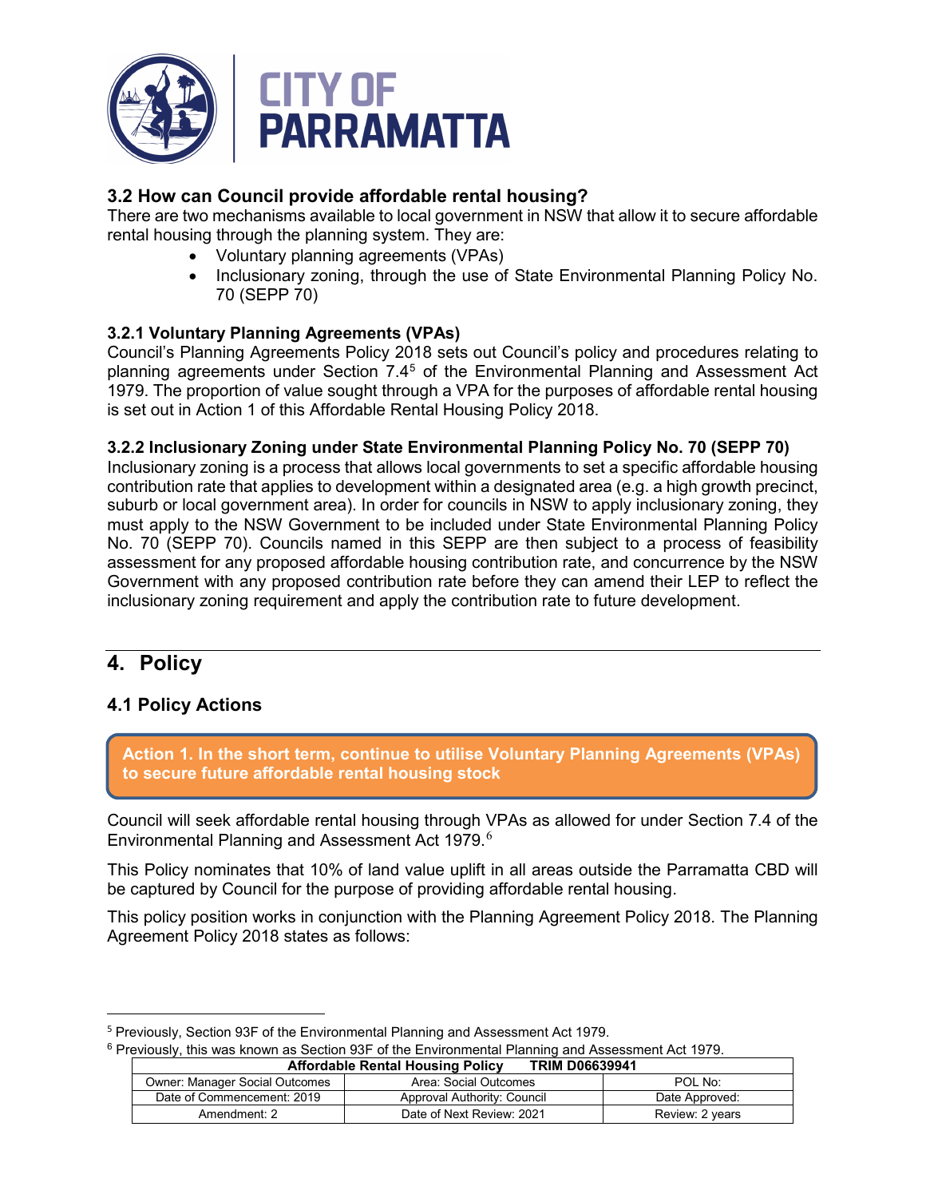### 3.2 How can Council provide affordable rental housing?

There are two mechanisms available to local government in NSW that allow it to secure affordable rental housing through the planning system. They are:

- Voluntary planning agreements (VPAs)
- Inclusionary zoning, through the use of State Environmental Planning Policy No. 70 (SEPP 70)

#### 3.2.1 Voluntary Planning Agreements (VPAs)

Council's Planning Agreements Policy 2018 sets out Council's policy and procedures relating to planning agreements under Section 7.4[5] of the Environmental Planning and Assessment Act 1979. The proportion of value sought through a VPA for the purposes of affordable rental housing is set out in Action 1 of this Affordable Rental Housing Policy 2018.

#### 3.2.2 Inclusionary Zoning under State Environmental Planning Policy No. 70 (SEPP 70)

Inclusionary zoning is a process that allows local governments to set a specific affordable housing contribution rate that applies to development within a designated area (e.g. a high growth precinct, suburb or local government area). In order for councils in NSW to apply inclusionary zoning, they must apply to the NSW Government to be included under State Environmental Planning Policy No. 70 (SEPP 70). Councils named in this SEPP are then subject to a process of feasibility assessment for any proposed affordable housing contribution rate, and concurrence by the NSW Government with any proposed contribution rate before they can amend their LEP to reflect the inclusionary zoning requirement and apply the contribution rate to future development.

## 4. Policy

### 4.1 Policy Actions

**Action 1. In the short term, continue to utilise Voluntary Planning Agreements (VPAs) to secure future affordable rental housing stock**

Council will seek affordable rental housing through VPAs as allowed for under Section 7.4 of the Environmental Planning and Assessment Act 1979.[6]

This Policy nominates that 10% of land value uplift in all areas outside the Parramatta CBD will be captured by Council for the purpose of providing affordable rental housing.

This policy position works in conjunction with the Planning Agreement Policy 2018. The Planning Agreement Policy 2018 states as follows:

---

[5] Previously, Section 93F of the Environmental Planning and Assessment Act 1979.

[6] Previously, this was known as Section 93F of the Environmental Planning and Assessment Act 1979.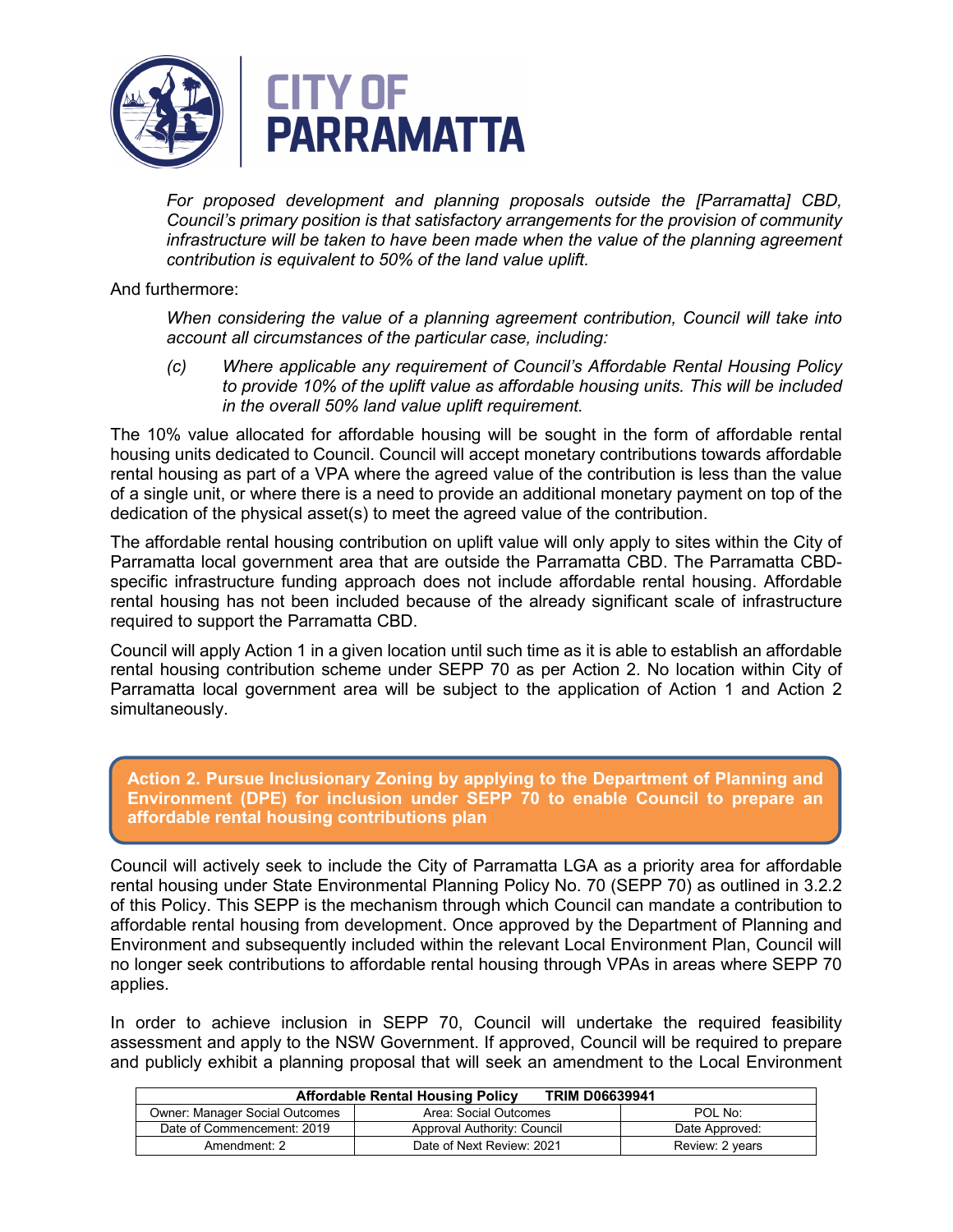> *For proposed development and planning proposals outside the [Parramatta] CBD, Council's primary position is that satisfactory arrangements for the provision of community infrastructure will be taken to have been made when the value of the planning agreement contribution is equivalent to 50% of the land value uplift.*

And furthermore:

> *When considering the value of a planning agreement contribution, Council will take into account all circumstances of the particular case, including:*
>
> *(c) Where applicable any requirement of Council's Affordable Rental Housing Policy to provide 10% of the uplift value as affordable housing units. This will be included in the overall 50% land value uplift requirement.*

The 10% value allocated for affordable housing will be sought in the form of affordable rental housing units dedicated to Council. Council will accept monetary contributions towards affordable rental housing as part of a VPA where the agreed value of the contribution is less than the value of a single unit, or where there is a need to provide an additional monetary payment on top of the dedication of the physical asset(s) to meet the agreed value of the contribution.

The affordable rental housing contribution on uplift value will only apply to sites within the City of Parramatta local government area that are outside the Parramatta CBD. The Parramatta CBD-specific infrastructure funding approach does not include affordable rental housing. Affordable rental housing has not been included because of the already significant scale of infrastructure required to support the Parramatta CBD.

Council will apply Action 1 in a given location until such time as it is able to establish an affordable rental housing contribution scheme under SEPP 70 as per Action 2. No location within City of Parramatta local government area will be subject to the application of Action 1 and Action 2 simultaneously.

**Action 2. Pursue Inclusionary Zoning by applying to the Department of Planning and Environment (DPE) for inclusion under SEPP 70 to enable Council to prepare an affordable rental housing contributions plan**

Council will actively seek to include the City of Parramatta LGA as a priority area for affordable rental housing under State Environmental Planning Policy No. 70 (SEPP 70) as outlined in 3.2.2 of this Policy. This SEPP is the mechanism through which Council can mandate a contribution to affordable rental housing from development. Once approved by the Department of Planning and Environment and subsequently included within the relevant Local Environment Plan, Council will no longer seek contributions to affordable rental housing through VPAs in areas where SEPP 70 applies.

In order to achieve inclusion in SEPP 70, Council will undertake the required feasibility assessment and apply to the NSW Government. If approved, Council will be required to prepare and publicly exhibit a planning proposal that will seek an amendment to the Local Environment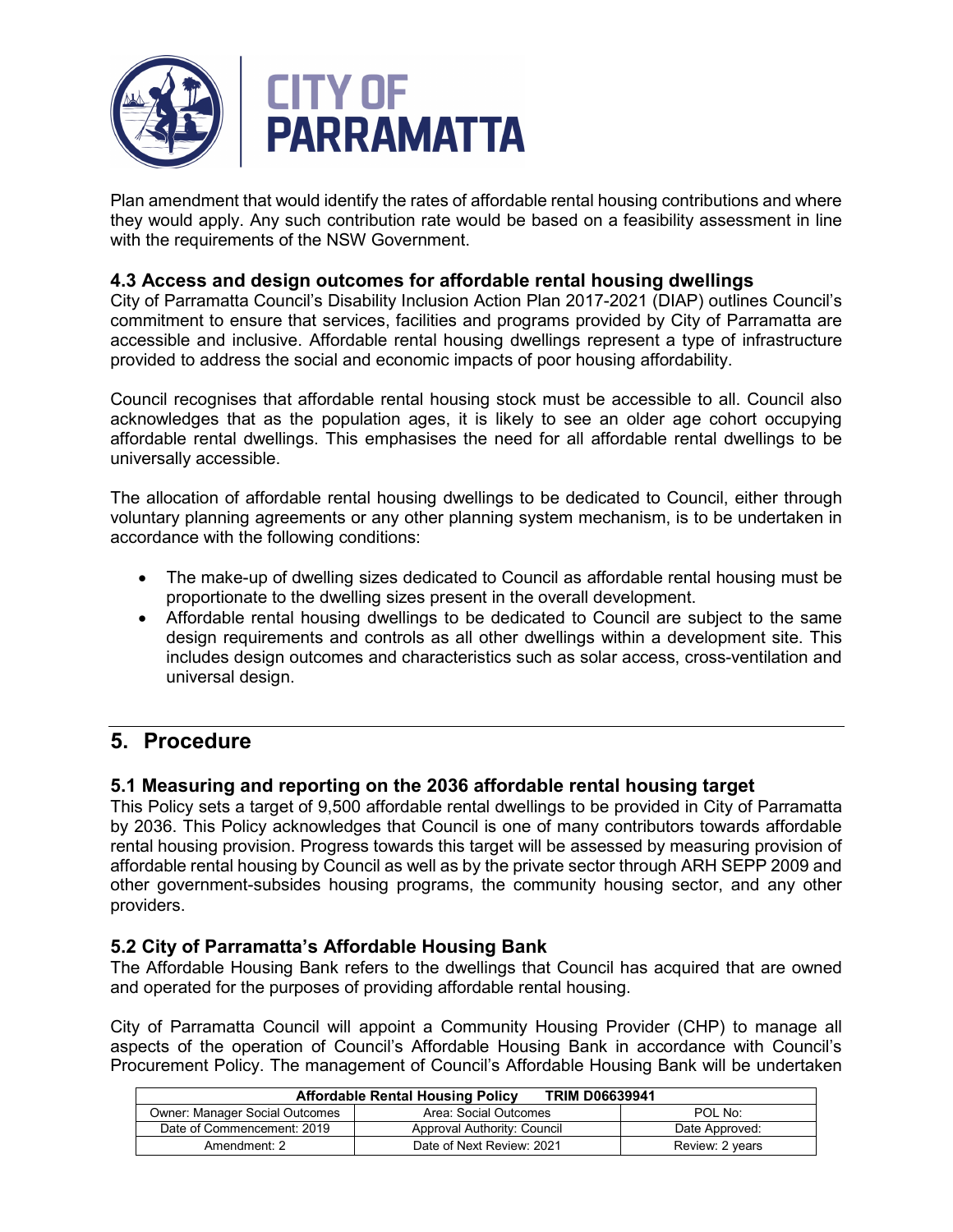Plan amendment that would identify the rates of affordable rental housing contributions and where they would apply. Any such contribution rate would be based on a feasibility assessment in line with the requirements of the NSW Government.

### 4.3 Access and design outcomes for affordable rental housing dwellings

City of Parramatta Council's Disability Inclusion Action Plan 2017-2021 (DIAP) outlines Council's commitment to ensure that services, facilities and programs provided by City of Parramatta are accessible and inclusive. Affordable rental housing dwellings represent a type of infrastructure provided to address the social and economic impacts of poor housing affordability.

Council recognises that affordable rental housing stock must be accessible to all. Council also acknowledges that as the population ages, it is likely to see an older age cohort occupying affordable rental dwellings. This emphasises the need for all affordable rental dwellings to be universally accessible.

The allocation of affordable rental housing dwellings to be dedicated to Council, either through voluntary planning agreements or any other planning system mechanism, is to be undertaken in accordance with the following conditions:

- The make-up of dwelling sizes dedicated to Council as affordable rental housing must be proportionate to the dwelling sizes present in the overall development.
- Affordable rental housing dwellings to be dedicated to Council are subject to the same design requirements and controls as all other dwellings within a development site. This includes design outcomes and characteristics such as solar access, cross-ventilation and universal design.

## 5. Procedure

### 5.1 Measuring and reporting on the 2036 affordable rental housing target

This Policy sets a target of 9,500 affordable rental dwellings to be provided in City of Parramatta by 2036. This Policy acknowledges that Council is one of many contributors towards affordable rental housing provision. Progress towards this target will be assessed by measuring provision of affordable rental housing by Council as well as by the private sector through ARH SEPP 2009 and other government-subsides housing programs, the community housing sector, and any other providers.

### 5.2 City of Parramatta's Affordable Housing Bank

The Affordable Housing Bank refers to the dwellings that Council has acquired that are owned and operated for the purposes of providing affordable rental housing.

City of Parramatta Council will appoint a Community Housing Provider (CHP) to manage all aspects of the operation of Council's Affordable Housing Bank in accordance with Council's Procurement Policy. The management of Council's Affordable Housing Bank will be undertaken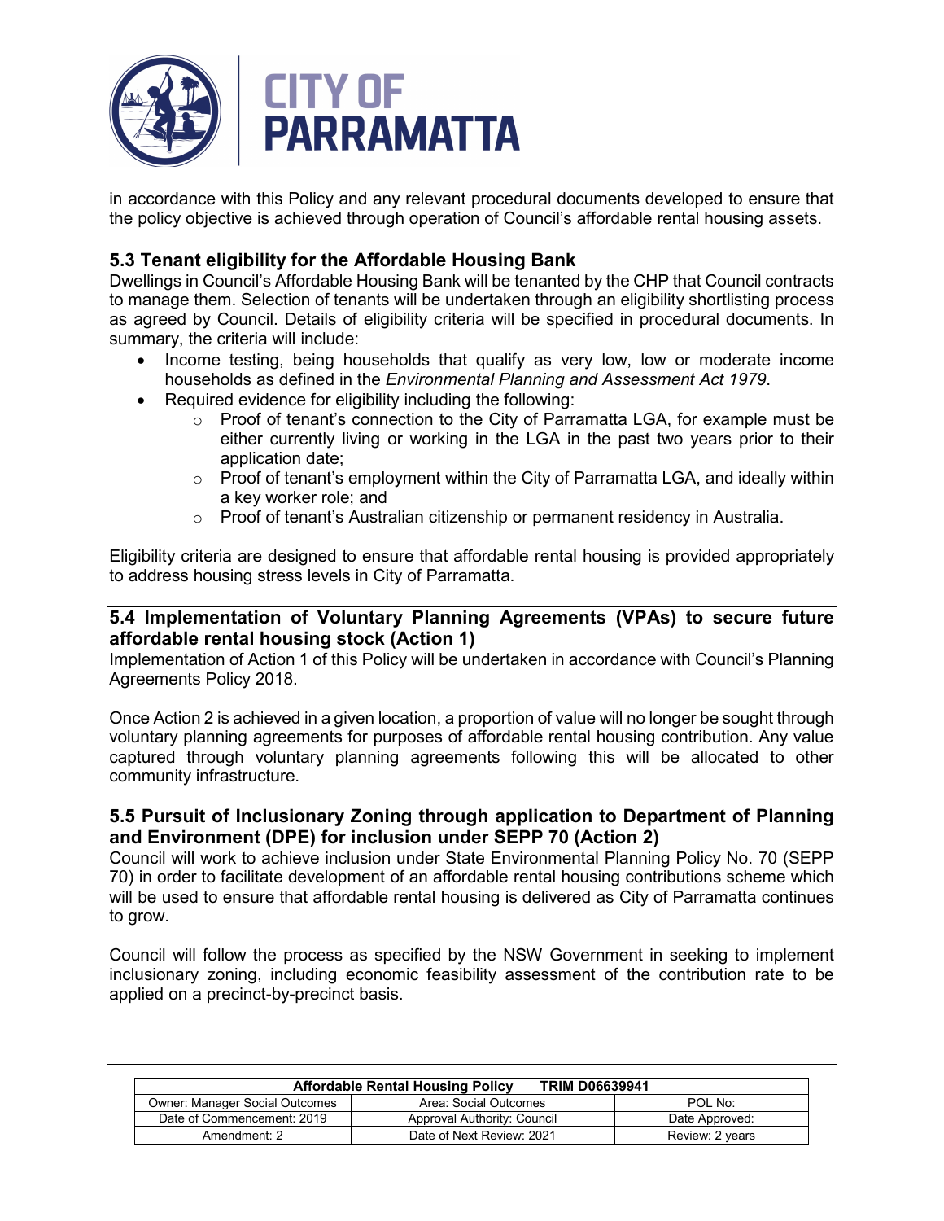in accordance with this Policy and any relevant procedural documents developed to ensure that the policy objective is achieved through operation of Council's affordable rental housing assets.

### 5.3 Tenant eligibility for the Affordable Housing Bank

Dwellings in Council's Affordable Housing Bank will be tenanted by the CHP that Council contracts to manage them. Selection of tenants will be undertaken through an eligibility shortlisting process as agreed by Council. Details of eligibility criteria will be specified in procedural documents. In summary, the criteria will include:

- Income testing, being households that qualify as very low, low or moderate income households as defined in the *Environmental Planning and Assessment Act 1979*.
- Required evidence for eligibility including the following:
  - Proof of tenant's connection to the City of Parramatta LGA, for example must be either currently living or working in the LGA in the past two years prior to their application date;
  - Proof of tenant's employment within the City of Parramatta LGA, and ideally within a key worker role; and
  - Proof of tenant's Australian citizenship or permanent residency in Australia.

Eligibility criteria are designed to ensure that affordable rental housing is provided appropriately to address housing stress levels in City of Parramatta.

### 5.4 Implementation of Voluntary Planning Agreements (VPAs) to secure future affordable rental housing stock (Action 1)

Implementation of Action 1 of this Policy will be undertaken in accordance with Council's Planning Agreements Policy 2018.

Once Action 2 is achieved in a given location, a proportion of value will no longer be sought through voluntary planning agreements for purposes of affordable rental housing contribution. Any value captured through voluntary planning agreements following this will be allocated to other community infrastructure.

### 5.5 Pursuit of Inclusionary Zoning through application to Department of Planning and Environment (DPE) for inclusion under SEPP 70 (Action 2)

Council will work to achieve inclusion under State Environmental Planning Policy No. 70 (SEPP 70) in order to facilitate development of an affordable rental housing contributions scheme which will be used to ensure that affordable rental housing is delivered as City of Parramatta continues to grow.

Council will follow the process as specified by the NSW Government in seeking to implement inclusionary zoning, including economic feasibility assessment of the contribution rate to be applied on a precinct-by-precinct basis.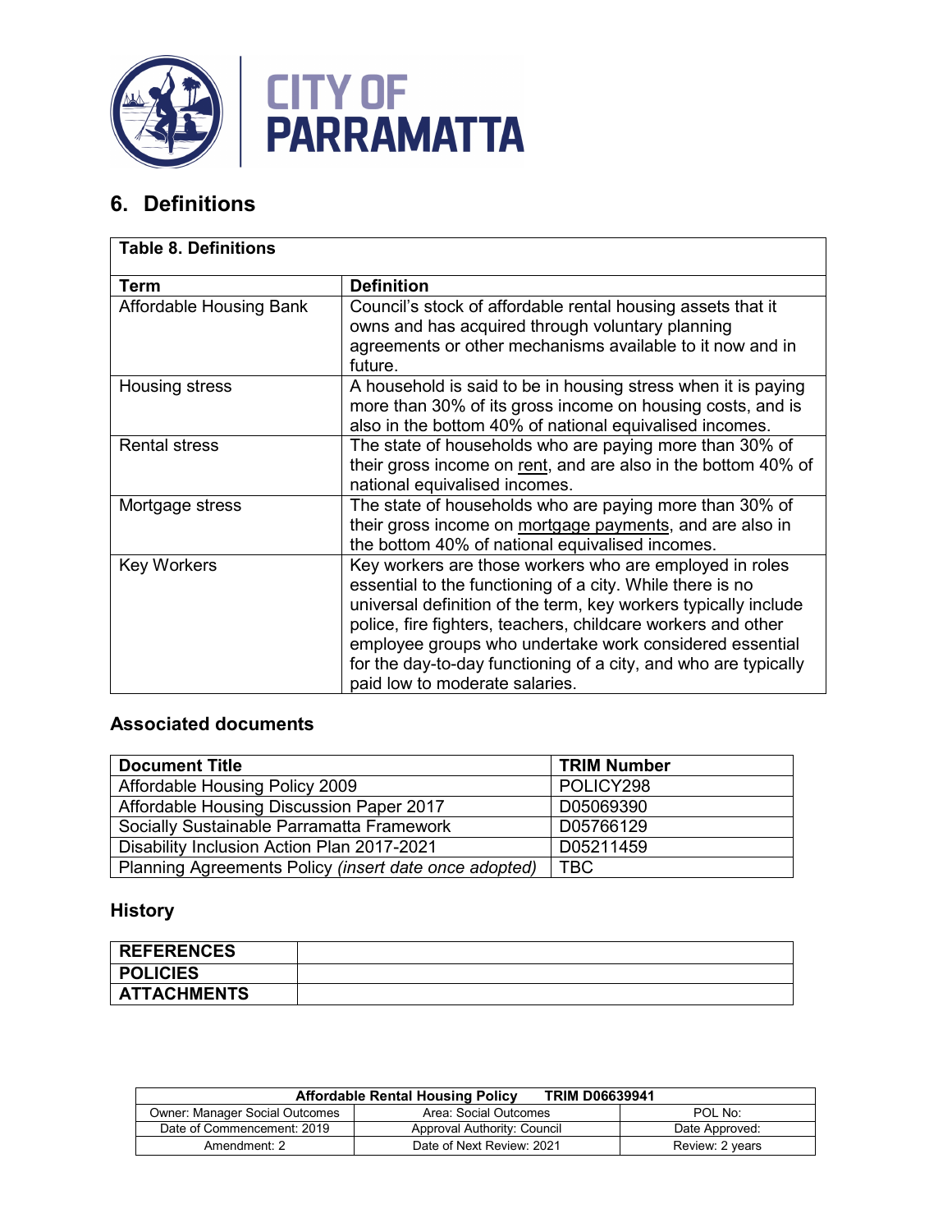## 6. Definitions

| Table 8. Definitions | |
|---|---|
| **Term** | **Definition** |
| Affordable Housing Bank | Council's stock of affordable rental housing assets that it owns and has acquired through voluntary planning agreements or other mechanisms available to it now and in future. |
| Housing stress | A household is said to be in housing stress when it is paying more than 30% of its gross income on housing costs, and is also in the bottom 40% of national equivalised incomes. |
| Rental stress | The state of households who are paying more than 30% of their gross income on rent, and are also in the bottom 40% of national equivalised incomes. |
| Mortgage stress | The state of households who are paying more than 30% of their gross income on mortgage payments, and are also in the bottom 40% of national equivalised incomes. |
| Key Workers | Key workers are those workers who are employed in roles essential to the functioning of a city. While there is no universal definition of the term, key workers typically include police, fire fighters, teachers, childcare workers and other employee groups who undertake work considered essential for the day-to-day functioning of a city, and who are typically paid low to moderate salaries. |

### Associated documents

| Document Title | TRIM Number |
|---|---|
| Affordable Housing Policy 2009 | POLICY298 |
| Affordable Housing Discussion Paper 2017 | D05069390 |
| Socially Sustainable Parramatta Framework | D05766129 |
| Disability Inclusion Action Plan 2017-2021 | D05211459 |
| Planning Agreements Policy *(insert date once adopted)* | TBC |

### History

| | |
|---|---|
| **REFERENCES** | |
| **POLICIES** | |
| **ATTACHMENTS** | |

| Affordable Rental Housing Policy TRIM D06639941 | | |
|---|---|---|
| Owner: Manager Social Outcomes | Area: Social Outcomes | POL No: |
| Date of Commencement: 2019 | Approval Authority: Council | Date Approved: |
| Amendment: 2 | Date of Next Review: 2021 | Review: 2 years |